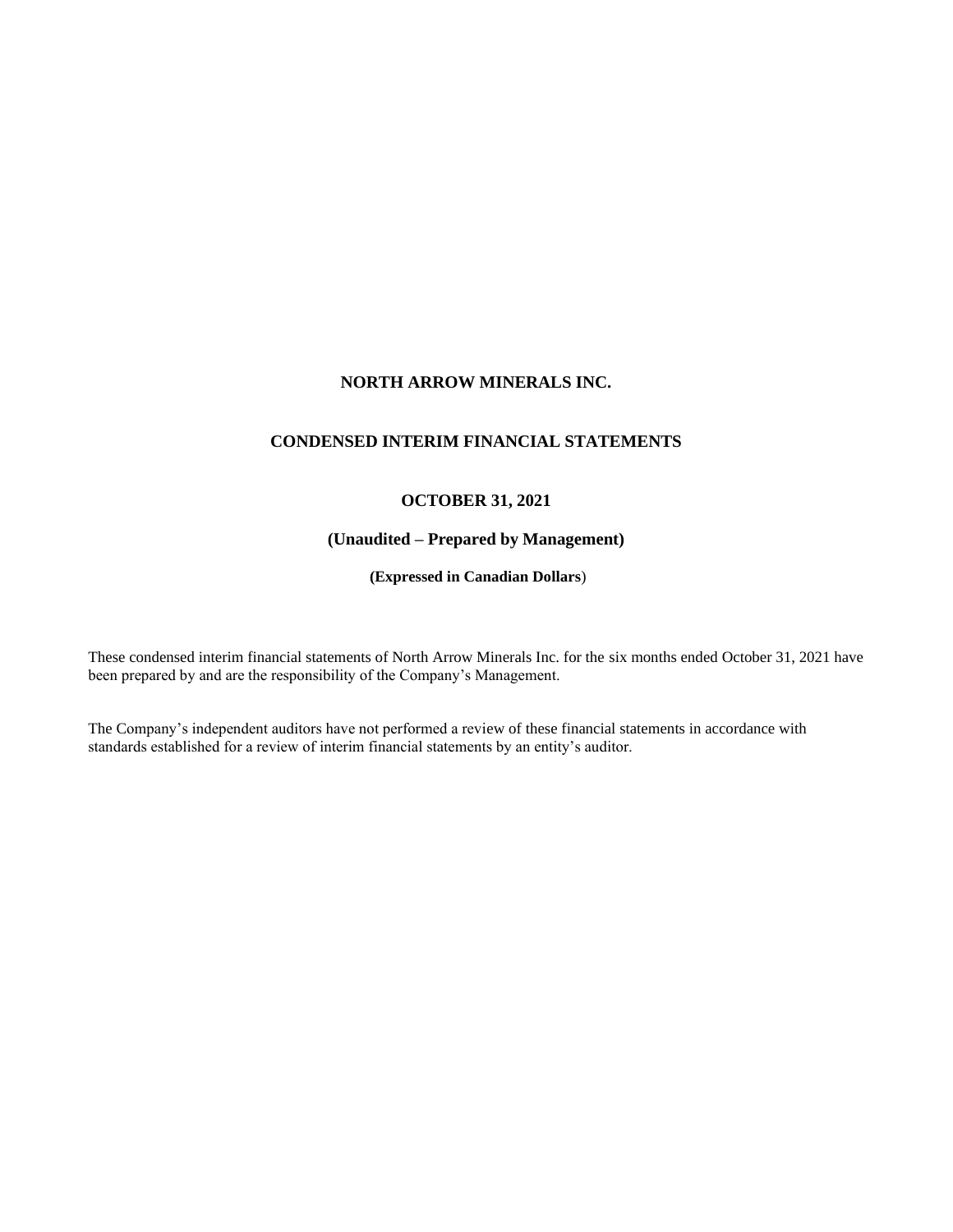# NORTH ARROW MINERALS INC.

## CONDENSED INTERIM FINANCIAL STATEMENTS

### OCTOBER 31, 2021

### (Unaudited – Prepared by Management)

**(Expressed in Canadian Dollars)**

These condensed interim financial statements of North Arrow Minerals Inc. for the six months ended October 31, 2021 have been prepared by and are the responsibility of the Company's Management.

The Company's independent auditors have not performed a review of these financial statements in accordance with standards established for a review of interim financial statements by an entity's auditor.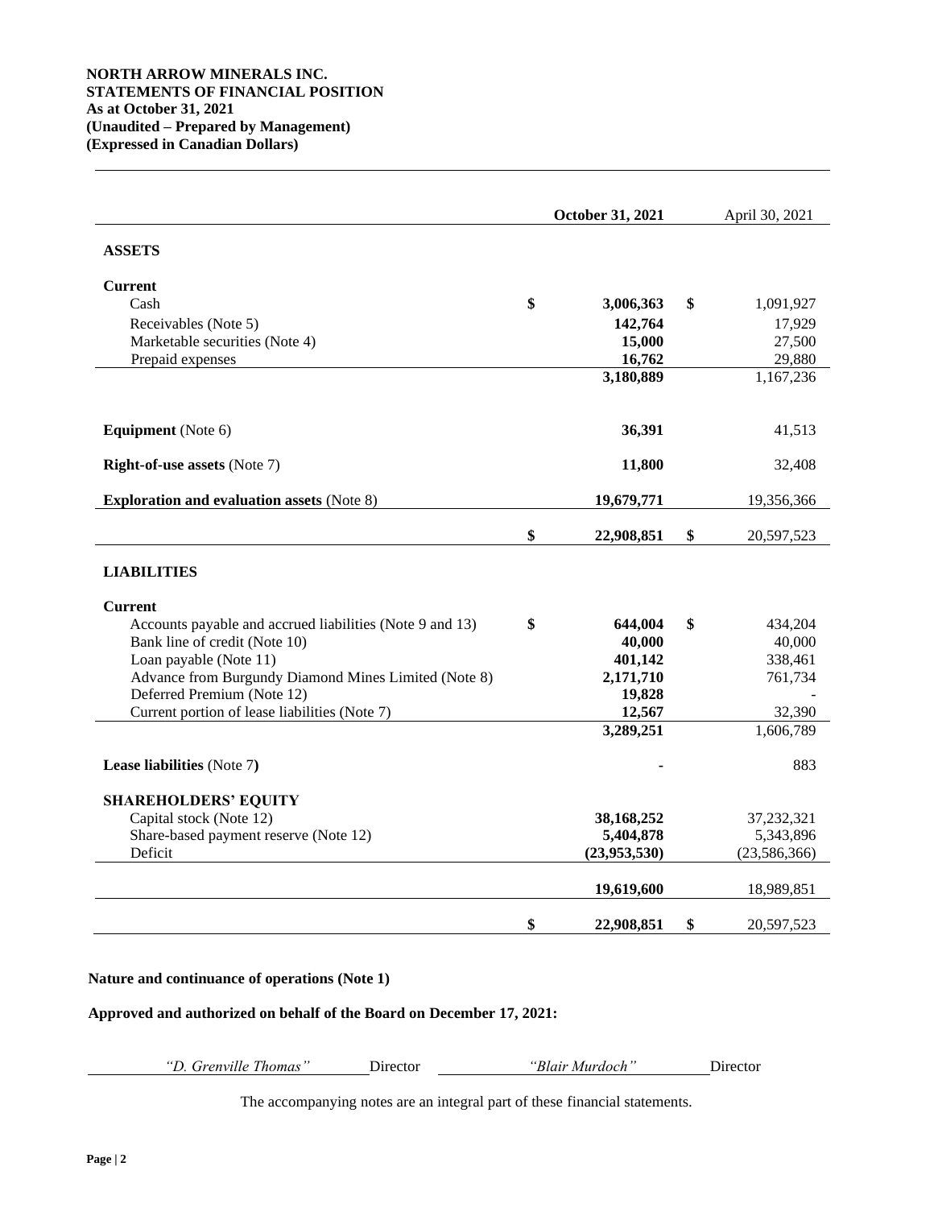**NORTH ARROW MINERALS INC.**
**STATEMENTS OF FINANCIAL POSITION**
**As at October 31, 2021**
**(Unaudited – Prepared by Management)**
**(Expressed in Canadian Dollars)**

| | | **October 31, 2021** | | April 30, 2021 |
|---|---|---|---|---|
| **ASSETS** | | | | |
| **Current** | | | | |
| Cash | **$** | **3,006,363** | **$** | 1,091,927 |
| Receivables (Note 5) | | **142,764** | | 17,929 |
| Marketable securities (Note 4) | | **15,000** | | 27,500 |
| Prepaid expenses | | **16,762** | | 29,880 |
| | | **3,180,889** | | 1,167,236 |
| **Equipment** (Note 6) | | **36,391** | | 41,513 |
| **Right-of-use assets** (Note 7) | | **11,800** | | 32,408 |
| **Exploration and evaluation assets** (Note 8) | | **19,679,771** | | 19,356,366 |
| | **$** | **22,908,851** | **$** | 20,597,523 |
| **LIABILITIES** | | | | |
| **Current** | | | | |
| Accounts payable and accrued liabilities (Note 9 and 13) | **$** | **644,004** | **$** | 434,204 |
| Bank line of credit (Note 10) | | **40,000** | | 40,000 |
| Loan payable (Note 11) | | **401,142** | | 338,461 |
| Advance from Burgundy Diamond Mines Limited (Note 8) | | **2,171,710** | | 761,734 |
| Deferred Premium (Note 12) | | **19,828** | | - |
| Current portion of lease liabilities (Note 7) | | **12,567** | | 32,390 |
| | | **3,289,251** | | 1,606,789 |
| **Lease liabilities** (Note 7**)** | | **-** | | 883 |
| **SHAREHOLDERS' EQUITY** | | | | |
| Capital stock (Note 12) | | **38,168,252** | | 37,232,321 |
| Share-based payment reserve (Note 12) | | **5,404,878** | | 5,343,896 |
| Deficit | | **(23,953,530)** | | (23,586,366) |
| | | **19,619,600** | | 18,989,851 |
| | **$** | **22,908,851** | **$** | 20,597,523 |

**Nature and continuance of operations (Note 1)**

**Approved and authorized on behalf of the Board on December 17, 2021:**

*"D. Grenville Thomas"* Director *"Blair Murdoch"* Director

The accompanying notes are an integral part of these financial statements.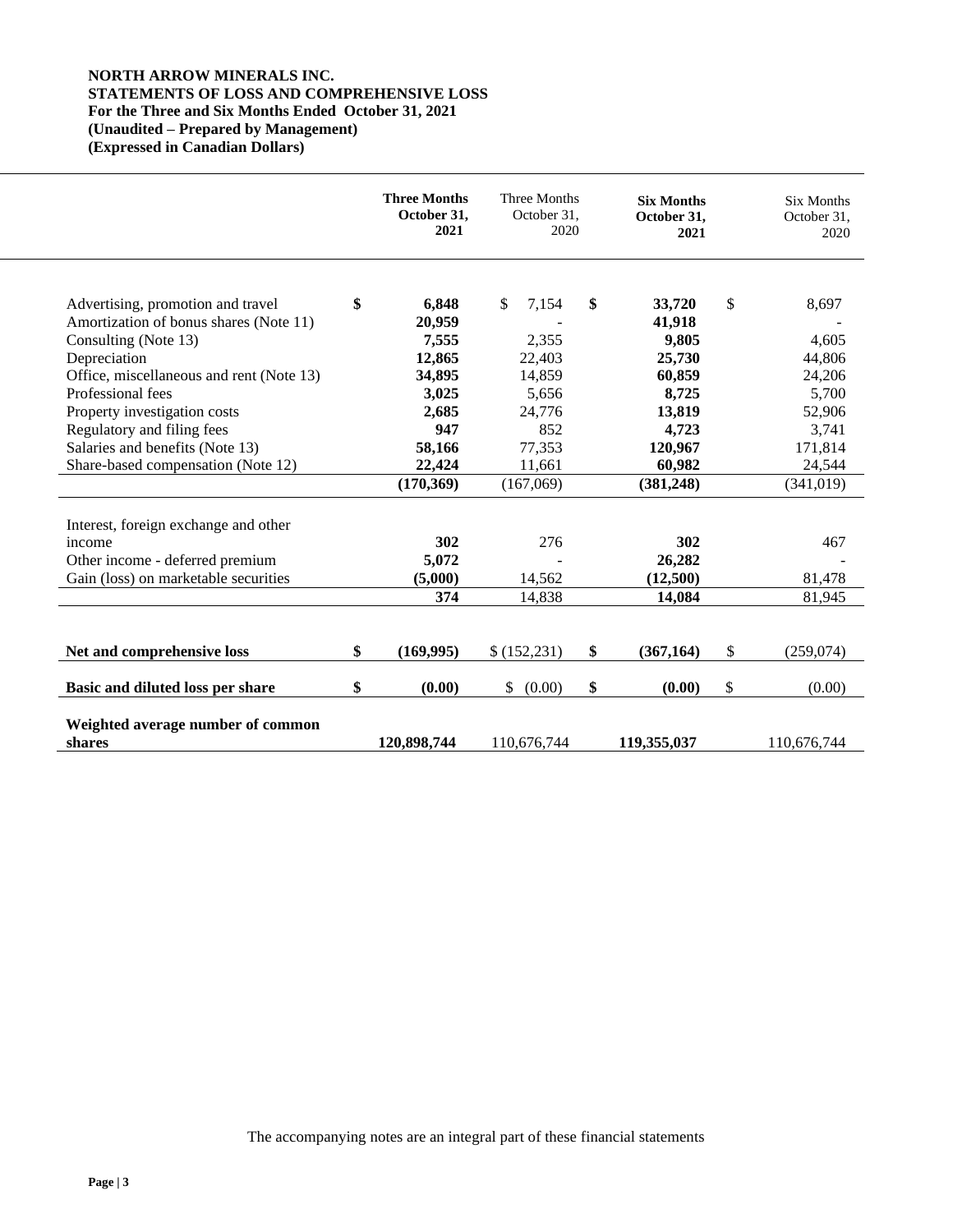**NORTH ARROW MINERALS INC.**
**STATEMENTS OF LOSS AND COMPREHENSIVE LOSS**
**For the Three and Six Months Ended October 31, 2021**
**(Unaudited – Prepared by Management)**
**(Expressed in Canadian Dollars)**

| | **Three Months October 31, 2021** | Three Months October 31, 2020 | **Six Months October 31, 2021** | Six Months October 31, 2020 |
|---|---|---|---|---|
| Advertising, promotion and travel | **$ 6,848** | $ 7,154 | **$ 33,720** | $ 8,697 |
| Amortization of bonus shares (Note 11) | **20,959** | - | **41,918** | - |
| Consulting (Note 13) | **7,555** | 2,355 | **9,805** | 4,605 |
| Depreciation | **12,865** | 22,403 | **25,730** | 44,806 |
| Office, miscellaneous and rent (Note 13) | **34,895** | 14,859 | **60,859** | 24,206 |
| Professional fees | **3,025** | 5,656 | **8,725** | 5,700 |
| Property investigation costs | **2,685** | 24,776 | **13,819** | 52,906 |
| Regulatory and filing fees | **947** | 852 | **4,723** | 3,741 |
| Salaries and benefits (Note 13) | **58,166** | 77,353 | **120,967** | 171,814 |
| Share-based compensation (Note 12) | **22,424** | 11,661 | **60,982** | 24,544 |
| | **(170,369)** | (167,069) | **(381,248)** | (341,019) |
| Interest, foreign exchange and other income | **302** | 276 | **302** | 467 |
| Other income - deferred premium | **5,072** | - | **26,282** | - |
| Gain (loss) on marketable securities | **(5,000)** | 14,562 | **(12,500)** | 81,478 |
| | **374** | 14,838 | **14,084** | 81,945 |
| **Net and comprehensive loss** | **$ (169,995)** | $ (152,231) | **$ (367,164)** | $ (259,074) |
| **Basic and diluted loss per share** | **$ (0.00)** | $ (0.00) | **$ (0.00)** | $ (0.00) |
| **Weighted average number of common shares** | **120,898,744** | 110,676,744 | **119,355,037** | 110,676,744 |

The accompanying notes are an integral part of these financial statements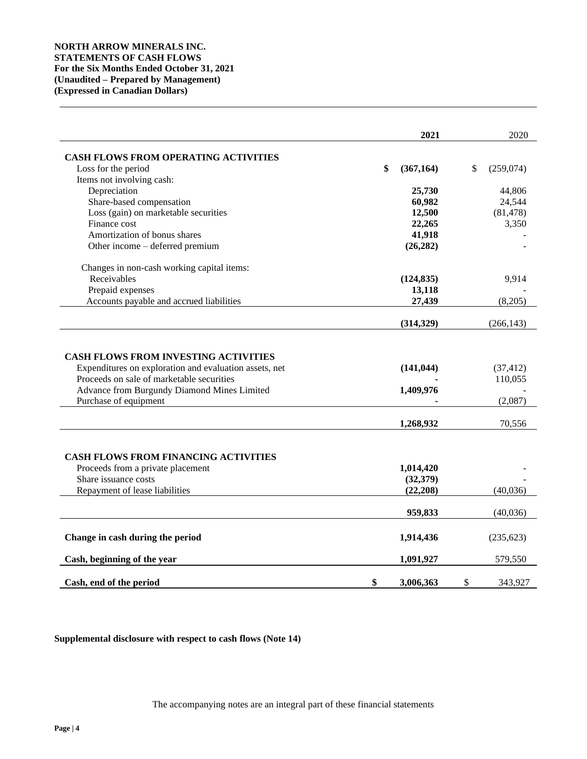**NORTH ARROW MINERALS INC.**
**STATEMENTS OF CASH FLOWS**
**For the Six Months Ended October 31, 2021**
**(Unaudited – Prepared by Management)**
**(Expressed in Canadian Dollars)**

| | 2021 | 2020 |
|---|---|---|
| **CASH FLOWS FROM OPERATING ACTIVITIES** | | |
| Loss for the period | $ (367,164) | $ (259,074) |
| Items not involving cash: | | |
| Depreciation | 25,730 | 44,806 |
| Share-based compensation | 60,982 | 24,544 |
| Loss (gain) on marketable securities | 12,500 | (81,478) |
| Finance cost | 22,265 | 3,350 |
| Amortization of bonus shares | 41,918 | - |
| Other income – deferred premium | (26,282) | - |
| Changes in non-cash working capital items: | | |
| Receivables | (124,835) | 9,914 |
| Prepaid expenses | 13,118 | - |
| Accounts payable and accrued liabilities | 27,439 | (8,205) |
| | (314,329) | (266,143) |
| **CASH FLOWS FROM INVESTING ACTIVITIES** | | |
| Expenditures on exploration and evaluation assets, net | (141,044) | (37,412) |
| Proceeds on sale of marketable securities | - | 110,055 |
| Advance from Burgundy Diamond Mines Limited | 1,409,976 | - |
| Purchase of equipment | - | (2,087) |
| | 1,268,932 | 70,556 |
| **CASH FLOWS FROM FINANCING ACTIVITIES** | | |
| Proceeds from a private placement | 1,014,420 | - |
| Share issuance costs | (32,379) | - |
| Repayment of lease liabilities | (22,208) | (40,036) |
| | 959,833 | (40,036) |
| **Change in cash during the period** | 1,914,436 | (235,623) |
| **Cash, beginning of the year** | 1,091,927 | 579,550 |
| **Cash, end of the period** | $ 3,006,363 | $ 343,927 |

**Supplemental disclosure with respect to cash flows (Note 14)**

The accompanying notes are an integral part of these financial statements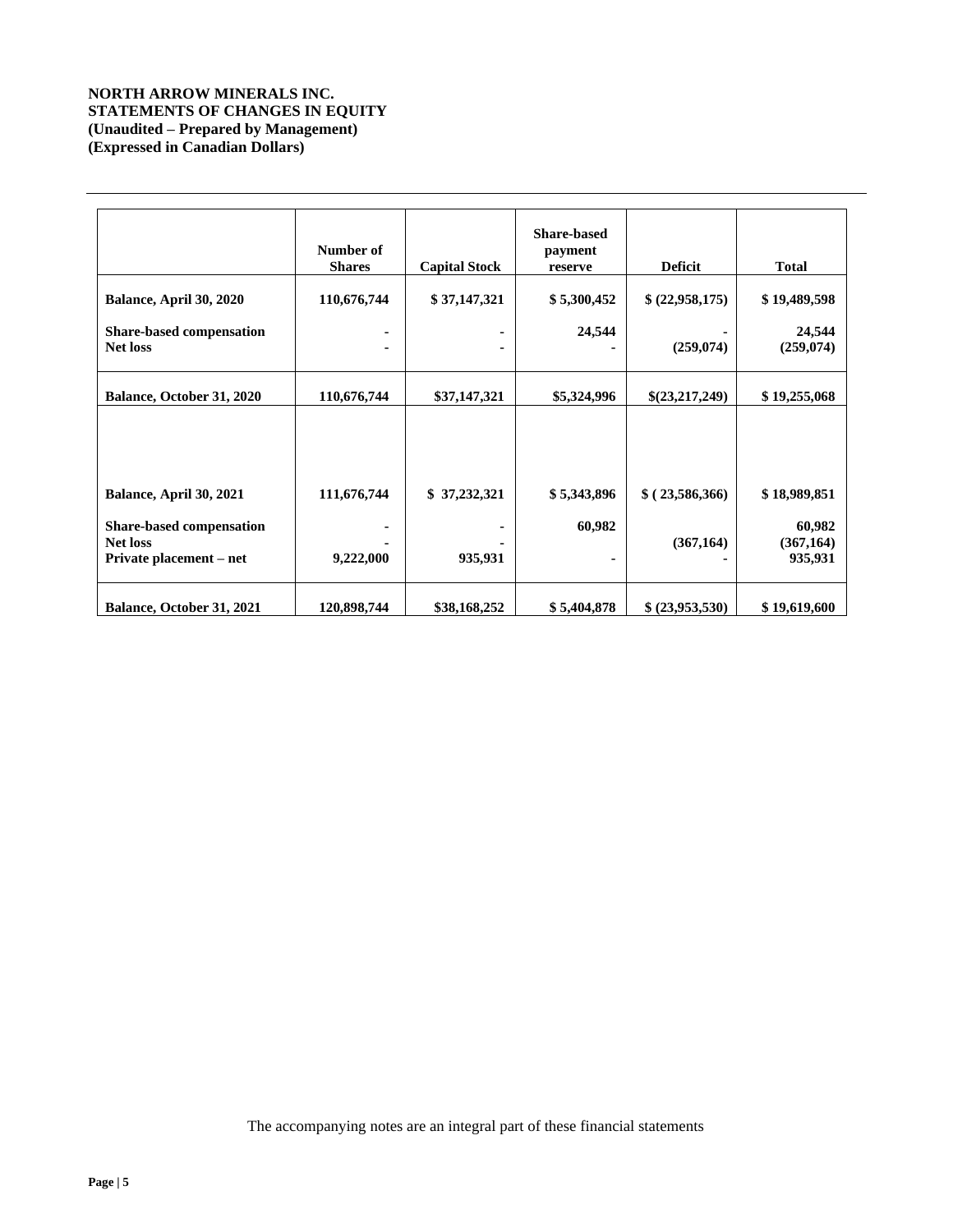**NORTH ARROW MINERALS INC.**
**STATEMENTS OF CHANGES IN EQUITY**
**(Unaudited – Prepared by Management)**
**(Expressed in Canadian Dollars)**

| | Number of Shares | Capital Stock | Share-based payment reserve | Deficit | Total |
|---|---|---|---|---|---|
| **Balance, April 30, 2020** | 110,676,744 | $ 37,147,321 | $ 5,300,452 | $ (22,958,175) | $ 19,489,598 |
| **Share-based compensation** | - | - | 24,544 | - | 24,544 |
| **Net loss** | - | - | - | (259,074) | (259,074) |
| **Balance, October 31, 2020** | 110,676,744 | $37,147,321 | $5,324,996 | $(23,217,249) | $ 19,255,068 |
| | | | | | |
| **Balance, April 30, 2021** | 111,676,744 | $ 37,232,321 | $ 5,343,896 | $ ( 23,586,366) | $ 18,989,851 |
| **Share-based compensation** | - | - | 60,982 | | 60,982 |
| **Net loss** | - | - | | (367,164) | (367,164) |
| **Private placement – net** | 9,222,000 | 935,931 | - | - | 935,931 |
| **Balance, October 31, 2021** | 120,898,744 | $38,168,252 | $ 5,404,878 | $ (23,953,530) | $ 19,619,600 |

The accompanying notes are an integral part of these financial statements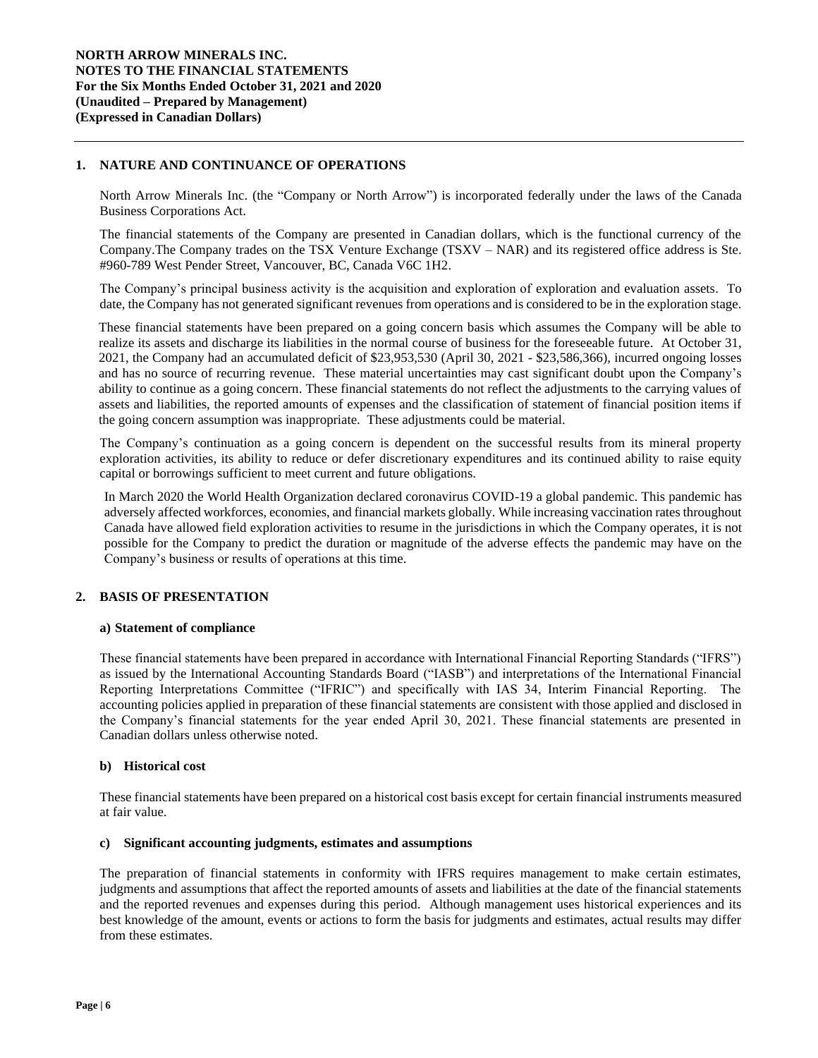**NORTH ARROW MINERALS INC.**
**NOTES TO THE FINANCIAL STATEMENTS**
**For the Six Months Ended October 31, 2021 and 2020**
**(Unaudited – Prepared by Management)**
**(Expressed in Canadian Dollars)**

## 1. NATURE AND CONTINUANCE OF OPERATIONS

North Arrow Minerals Inc. (the "Company or North Arrow") is incorporated federally under the laws of the Canada Business Corporations Act.

The financial statements of the Company are presented in Canadian dollars, which is the functional currency of the Company.The Company trades on the TSX Venture Exchange (TSXV – NAR) and its registered office address is Ste. #960-789 West Pender Street, Vancouver, BC, Canada V6C 1H2.

The Company's principal business activity is the acquisition and exploration of exploration and evaluation assets. To date, the Company has not generated significant revenues from operations and is considered to be in the exploration stage.

These financial statements have been prepared on a going concern basis which assumes the Company will be able to realize its assets and discharge its liabilities in the normal course of business for the foreseeable future. At October 31, 2021, the Company had an accumulated deficit of $23,953,530 (April 30, 2021 - $23,586,366), incurred ongoing losses and has no source of recurring revenue. These material uncertainties may cast significant doubt upon the Company's ability to continue as a going concern. These financial statements do not reflect the adjustments to the carrying values of assets and liabilities, the reported amounts of expenses and the classification of statement of financial position items if the going concern assumption was inappropriate. These adjustments could be material.

The Company's continuation as a going concern is dependent on the successful results from its mineral property exploration activities, its ability to reduce or defer discretionary expenditures and its continued ability to raise equity capital or borrowings sufficient to meet current and future obligations.

In March 2020 the World Health Organization declared coronavirus COVID-19 a global pandemic. This pandemic has adversely affected workforces, economies, and financial markets globally. While increasing vaccination rates throughout Canada have allowed field exploration activities to resume in the jurisdictions in which the Company operates, it is not possible for the Company to predict the duration or magnitude of the adverse effects the pandemic may have on the Company's business or results of operations at this time.

## 2. BASIS OF PRESENTATION

### a) Statement of compliance

These financial statements have been prepared in accordance with International Financial Reporting Standards ("IFRS") as issued by the International Accounting Standards Board ("IASB") and interpretations of the International Financial Reporting Interpretations Committee ("IFRIC") and specifically with IAS 34, Interim Financial Reporting. The accounting policies applied in preparation of these financial statements are consistent with those applied and disclosed in the Company's financial statements for the year ended April 30, 2021. These financial statements are presented in Canadian dollars unless otherwise noted.

### b) Historical cost

These financial statements have been prepared on a historical cost basis except for certain financial instruments measured at fair value.

### c) Significant accounting judgments, estimates and assumptions

The preparation of financial statements in conformity with IFRS requires management to make certain estimates, judgments and assumptions that affect the reported amounts of assets and liabilities at the date of the financial statements and the reported revenues and expenses during this period. Although management uses historical experiences and its best knowledge of the amount, events or actions to form the basis for judgments and estimates, actual results may differ from these estimates.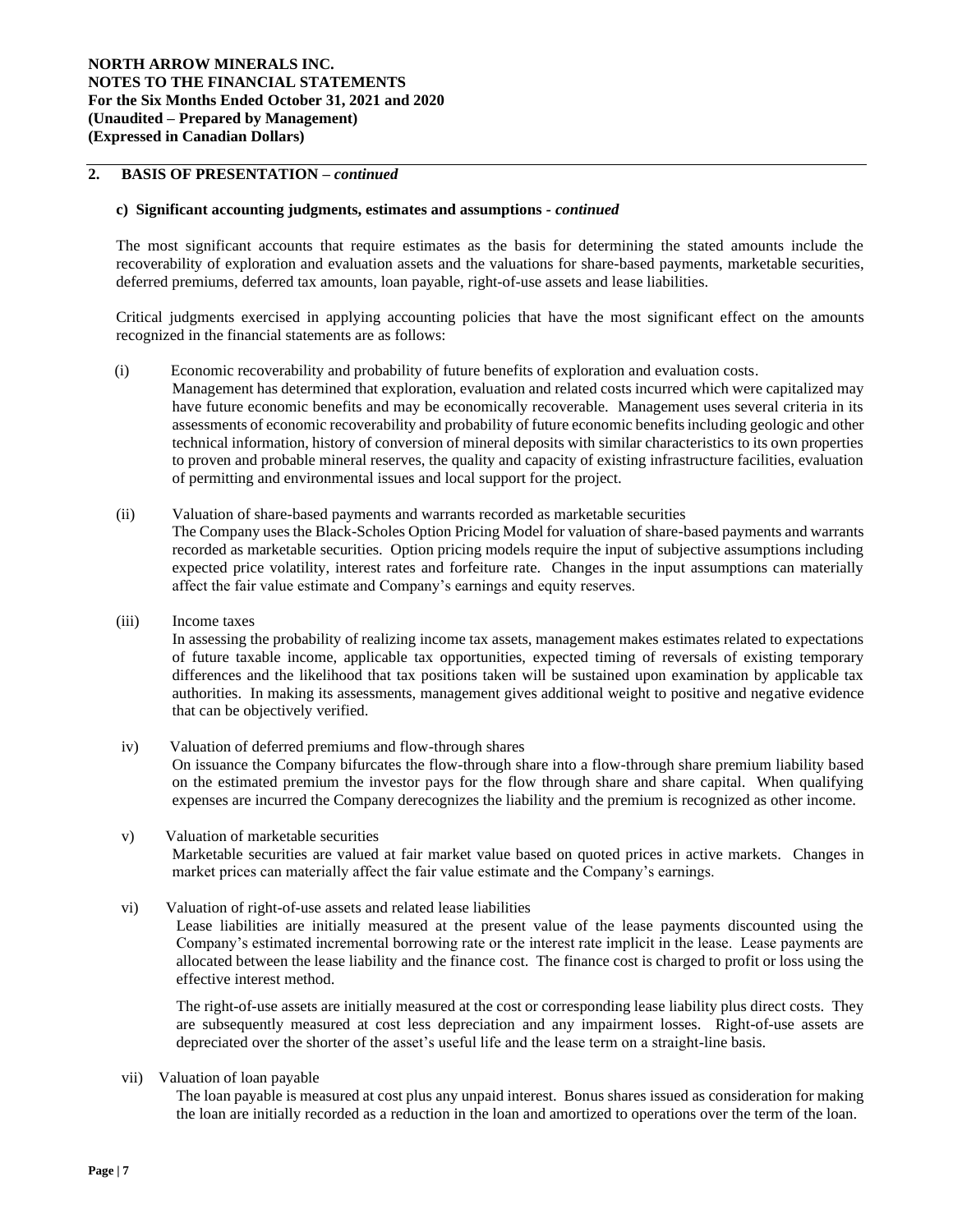## 2. BASIS OF PRESENTATION – *continued*

### c) Significant accounting judgments, estimates and assumptions - *continued*

The most significant accounts that require estimates as the basis for determining the stated amounts include the recoverability of exploration and evaluation assets and the valuations for share-based payments, marketable securities, deferred premiums, deferred tax amounts, loan payable, right-of-use assets and lease liabilities.

Critical judgments exercised in applying accounting policies that have the most significant effect on the amounts recognized in the financial statements are as follows:

(i) Economic recoverability and probability of future benefits of exploration and evaluation costs.
Management has determined that exploration, evaluation and related costs incurred which were capitalized may have future economic benefits and may be economically recoverable. Management uses several criteria in its assessments of economic recoverability and probability of future economic benefits including geologic and other technical information, history of conversion of mineral deposits with similar characteristics to its own properties to proven and probable mineral reserves, the quality and capacity of existing infrastructure facilities, evaluation of permitting and environmental issues and local support for the project.

(ii) Valuation of share-based payments and warrants recorded as marketable securities
The Company uses the Black-Scholes Option Pricing Model for valuation of share-based payments and warrants recorded as marketable securities. Option pricing models require the input of subjective assumptions including expected price volatility, interest rates and forfeiture rate. Changes in the input assumptions can materially affect the fair value estimate and Company's earnings and equity reserves.

(iii) Income taxes
In assessing the probability of realizing income tax assets, management makes estimates related to expectations of future taxable income, applicable tax opportunities, expected timing of reversals of existing temporary differences and the likelihood that tax positions taken will be sustained upon examination by applicable tax authorities. In making its assessments, management gives additional weight to positive and negative evidence that can be objectively verified.

iv) Valuation of deferred premiums and flow-through shares
On issuance the Company bifurcates the flow-through share into a flow-through share premium liability based on the estimated premium the investor pays for the flow through share and share capital. When qualifying expenses are incurred the Company derecognizes the liability and the premium is recognized as other income.

v) Valuation of marketable securities
Marketable securities are valued at fair market value based on quoted prices in active markets. Changes in market prices can materially affect the fair value estimate and the Company's earnings.

vi) Valuation of right-of-use assets and related lease liabilities
Lease liabilities are initially measured at the present value of the lease payments discounted using the Company's estimated incremental borrowing rate or the interest rate implicit in the lease. Lease payments are allocated between the lease liability and the finance cost. The finance cost is charged to profit or loss using the effective interest method.

The right-of-use assets are initially measured at the cost or corresponding lease liability plus direct costs. They are subsequently measured at cost less depreciation and any impairment losses. Right-of-use assets are depreciated over the shorter of the asset's useful life and the lease term on a straight-line basis.

vii) Valuation of loan payable
The loan payable is measured at cost plus any unpaid interest. Bonus shares issued as consideration for making the loan are initially recorded as a reduction in the loan and amortized to operations over the term of the loan.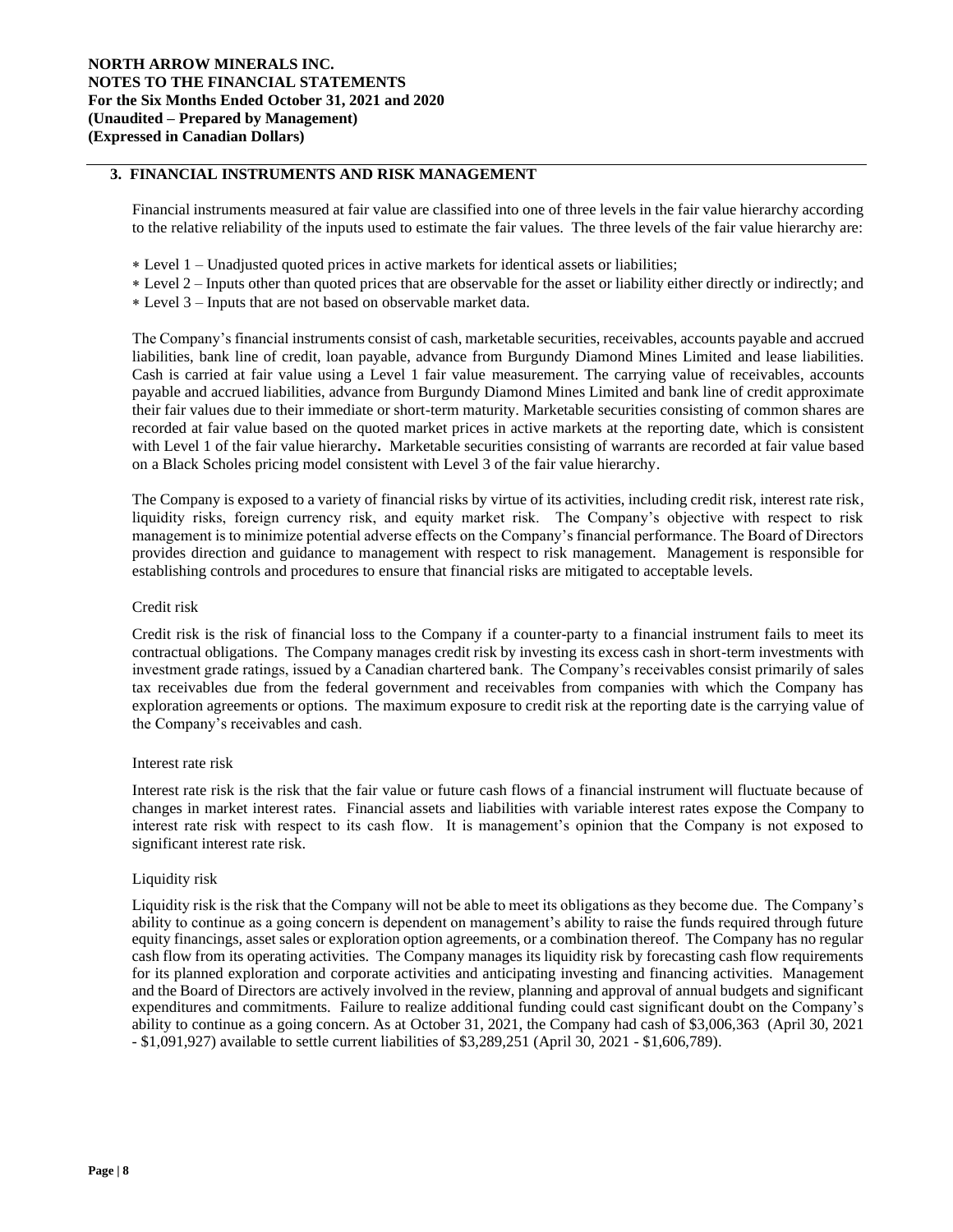## 3. FINANCIAL INSTRUMENTS AND RISK MANAGEMENT

Financial instruments measured at fair value are classified into one of three levels in the fair value hierarchy according to the relative reliability of the inputs used to estimate the fair values. The three levels of the fair value hierarchy are:

- Level 1 – Unadjusted quoted prices in active markets for identical assets or liabilities;
- Level 2 – Inputs other than quoted prices that are observable for the asset or liability either directly or indirectly; and
- Level 3 – Inputs that are not based on observable market data.

The Company's financial instruments consist of cash, marketable securities, receivables, accounts payable and accrued liabilities, bank line of credit, loan payable, advance from Burgundy Diamond Mines Limited and lease liabilities. Cash is carried at fair value using a Level 1 fair value measurement. The carrying value of receivables, accounts payable and accrued liabilities, advance from Burgundy Diamond Mines Limited and bank line of credit approximate their fair values due to their immediate or short-term maturity. Marketable securities consisting of common shares are recorded at fair value based on the quoted market prices in active markets at the reporting date, which is consistent with Level 1 of the fair value hierarchy**.** Marketable securities consisting of warrants are recorded at fair value based on a Black Scholes pricing model consistent with Level 3 of the fair value hierarchy.

The Company is exposed to a variety of financial risks by virtue of its activities, including credit risk, interest rate risk, liquidity risks, foreign currency risk, and equity market risk. The Company's objective with respect to risk management is to minimize potential adverse effects on the Company's financial performance. The Board of Directors provides direction and guidance to management with respect to risk management. Management is responsible for establishing controls and procedures to ensure that financial risks are mitigated to acceptable levels.

### Credit risk

Credit risk is the risk of financial loss to the Company if a counter-party to a financial instrument fails to meet its contractual obligations. The Company manages credit risk by investing its excess cash in short-term investments with investment grade ratings, issued by a Canadian chartered bank. The Company's receivables consist primarily of sales tax receivables due from the federal government and receivables from companies with which the Company has exploration agreements or options. The maximum exposure to credit risk at the reporting date is the carrying value of the Company's receivables and cash.

### Interest rate risk

Interest rate risk is the risk that the fair value or future cash flows of a financial instrument will fluctuate because of changes in market interest rates. Financial assets and liabilities with variable interest rates expose the Company to interest rate risk with respect to its cash flow. It is management's opinion that the Company is not exposed to significant interest rate risk.

### Liquidity risk

Liquidity risk is the risk that the Company will not be able to meet its obligations as they become due. The Company's ability to continue as a going concern is dependent on management's ability to raise the funds required through future equity financings, asset sales or exploration option agreements, or a combination thereof. The Company has no regular cash flow from its operating activities. The Company manages its liquidity risk by forecasting cash flow requirements for its planned exploration and corporate activities and anticipating investing and financing activities. Management and the Board of Directors are actively involved in the review, planning and approval of annual budgets and significant expenditures and commitments. Failure to realize additional funding could cast significant doubt on the Company's ability to continue as a going concern. As at October 31, 2021, the Company had cash of $3,006,363 (April 30, 2021 - $1,091,927) available to settle current liabilities of $3,289,251 (April 30, 2021 - $1,606,789).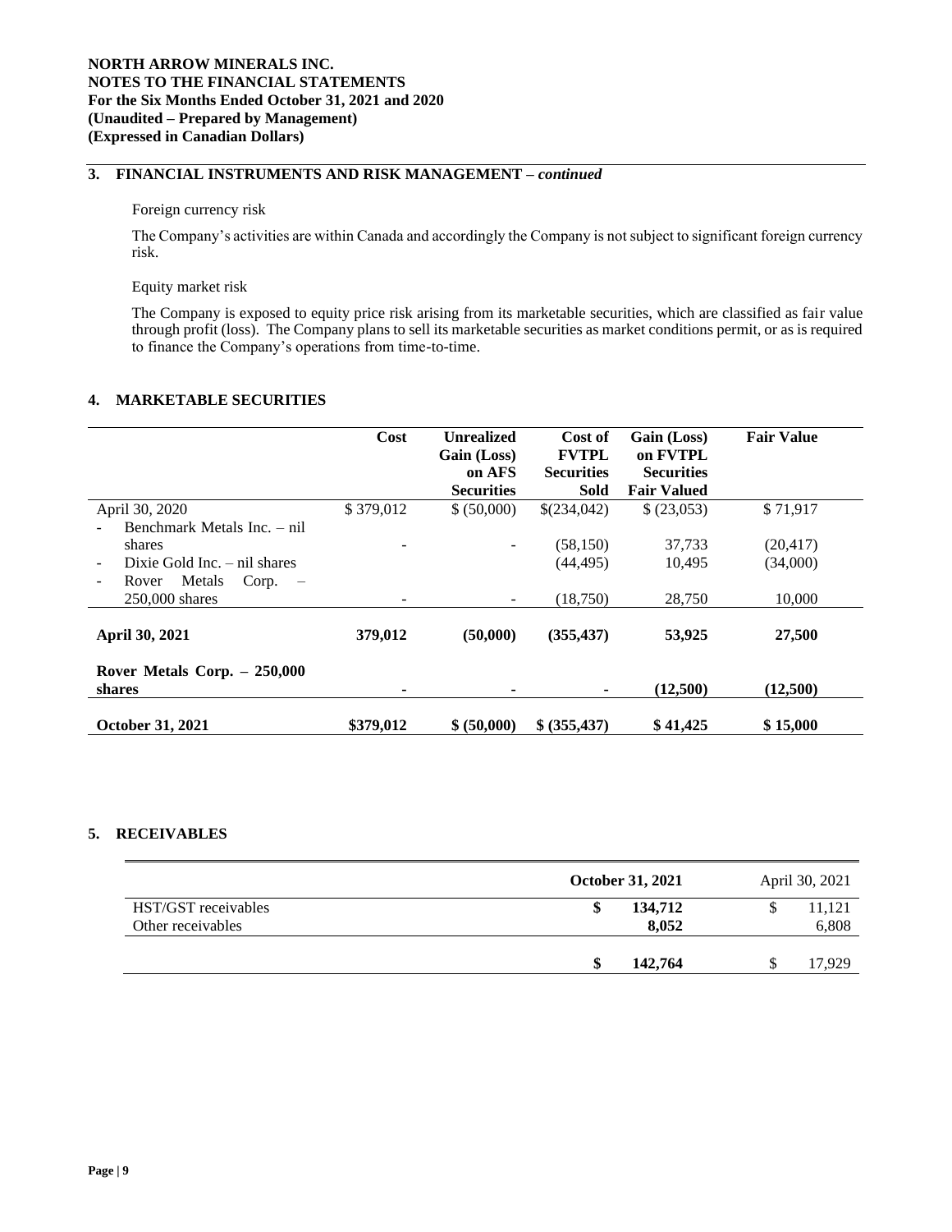## 3. FINANCIAL INSTRUMENTS AND RISK MANAGEMENT – *continued*

Foreign currency risk

The Company's activities are within Canada and accordingly the Company is not subject to significant foreign currency risk.

Equity market risk

The Company is exposed to equity price risk arising from its marketable securities, which are classified as fair value through profit (loss). The Company plans to sell its marketable securities as market conditions permit, or as is required to finance the Company's operations from time-to-time.

## 4. MARKETABLE SECURITIES

| | Cost | Unrealized Gain (Loss) on AFS Securities | Cost of FVTPL Securities Sold | Gain (Loss) on FVTPL Securities Fair Valued | Fair Value |
|---|---|---|---|---|---|
| April 30, 2020 | $ 379,012 | $ (50,000) | $(234,042) | $ (23,053) | $ 71,917 |
| - Benchmark Metals Inc. – nil shares | - | - | (58,150) | 37,733 | (20,417) |
| - Dixie Gold Inc. – nil shares | | | (44,495) | 10,495 | (34,000) |
| - Rover Metals Corp. – 250,000 shares | - | - | (18,750) | 28,750 | 10,000 |
| **April 30, 2021** | **379,012** | **(50,000)** | **(355,437)** | **53,925** | **27,500** |
| **Rover Metals Corp. – 250,000 shares** | **-** | **-** | **-** | **(12,500)** | **(12,500)** |
| **October 31, 2021** | **$379,012** | **$ (50,000)** | **$ (355,437)** | **$ 41,425** | **$ 15,000** |

## 5. RECEIVABLES

| | October 31, 2021 | April 30, 2021 |
|---|---|---|
| HST/GST receivables | $ 134,712 | $ 11,121 |
| Other receivables | 8,052 | 6,808 |
| | $ 142,764 | $ 17,929 |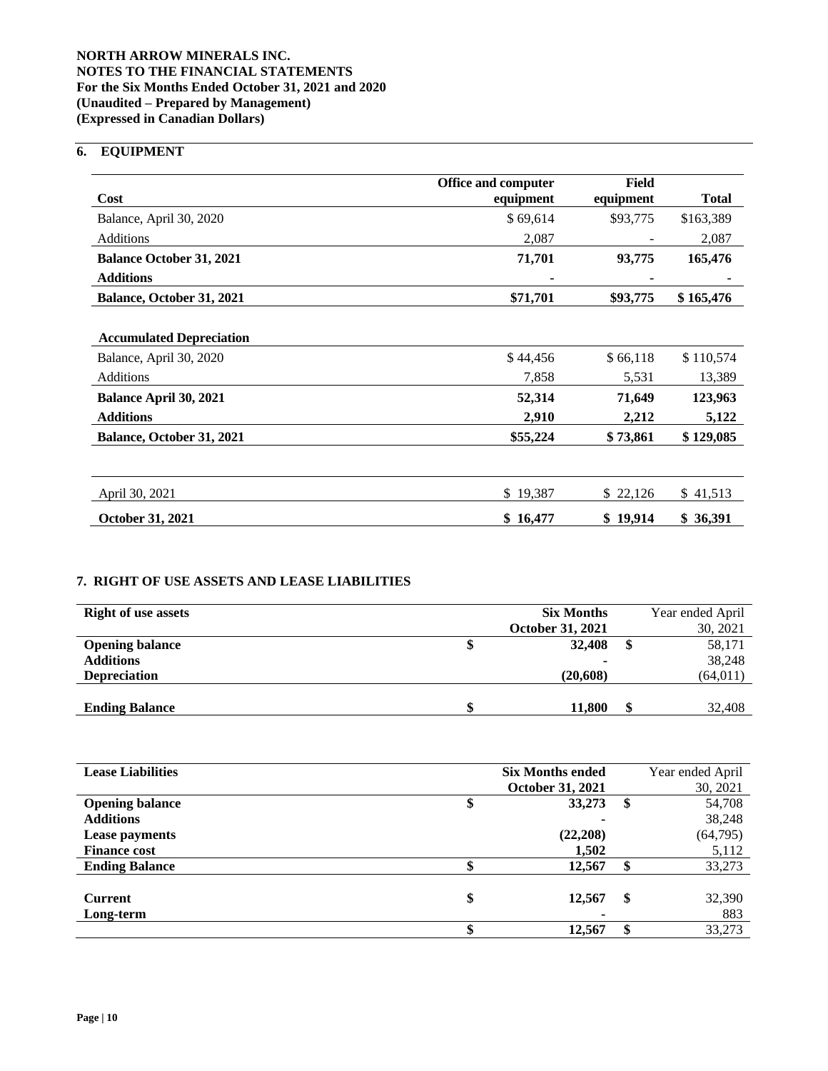**NORTH ARROW MINERALS INC.**
**NOTES TO THE FINANCIAL STATEMENTS**
**For the Six Months Ended October 31, 2021 and 2020**
**(Unaudited – Prepared by Management)**
**(Expressed in Canadian Dollars)**

## 6. EQUIPMENT

| Cost | Office and computer equipment | Field equipment | Total |
|---|---|---|---|
| Balance, April 30, 2020 | $ 69,614 | $93,775 | $163,389 |
| Additions | 2,087 | - | 2,087 |
| **Balance October 31, 2021** | **71,701** | **93,775** | **165,476** |
| **Additions** | **-** | **-** | **-** |
| **Balance, October 31, 2021** | **$71,701** | **$93,775** | **$ 165,476** |
| | | | |
| **Accumulated Depreciation** | | | |
| Balance, April 30, 2020 | $ 44,456 | $ 66,118 | $ 110,574 |
| Additions | 7,858 | 5,531 | 13,389 |
| **Balance April 30, 2021** | **52,314** | **71,649** | **123,963** |
| **Additions** | **2,910** | **2,212** | **5,122** |
| **Balance, October 31, 2021** | **$55,224** | **$ 73,861** | **$ 129,085** |
| | | | |
| April 30, 2021 | $ 19,387 | $ 22,126 | $ 41,513 |
| **October 31, 2021** | **$ 16,477** | **$ 19,914** | **$ 36,391** |

## 7. RIGHT OF USE ASSETS AND LEASE LIABILITIES

| **Right of use assets** | **Six Months October 31, 2021** | Year ended April 30, 2021 |
|---|---|---|
| **Opening balance** | $ **32,408** | $ 58,171 |
| **Additions** | **-** | 38,248 |
| **Depreciation** | **(20,608)** | (64,011) |
| **Ending Balance** | $ **11,800** | $ 32,408 |

| **Lease Liabilities** | **Six Months ended October 31, 2021** | Year ended April 30, 2021 |
|---|---|---|
| **Opening balance** | $ **33,273** | $ 54,708 |
| **Additions** | **-** | 38,248 |
| **Lease payments** | **(22,208)** | (64,795) |
| **Finance cost** | **1,502** | 5,112 |
| **Ending Balance** | $ **12,567** | $ 33,273 |
| | | |
| **Current** | $ **12,567** | $ 32,390 |
| **Long-term** | **-** | 883 |
| | $ **12,567** | $ 33,273 |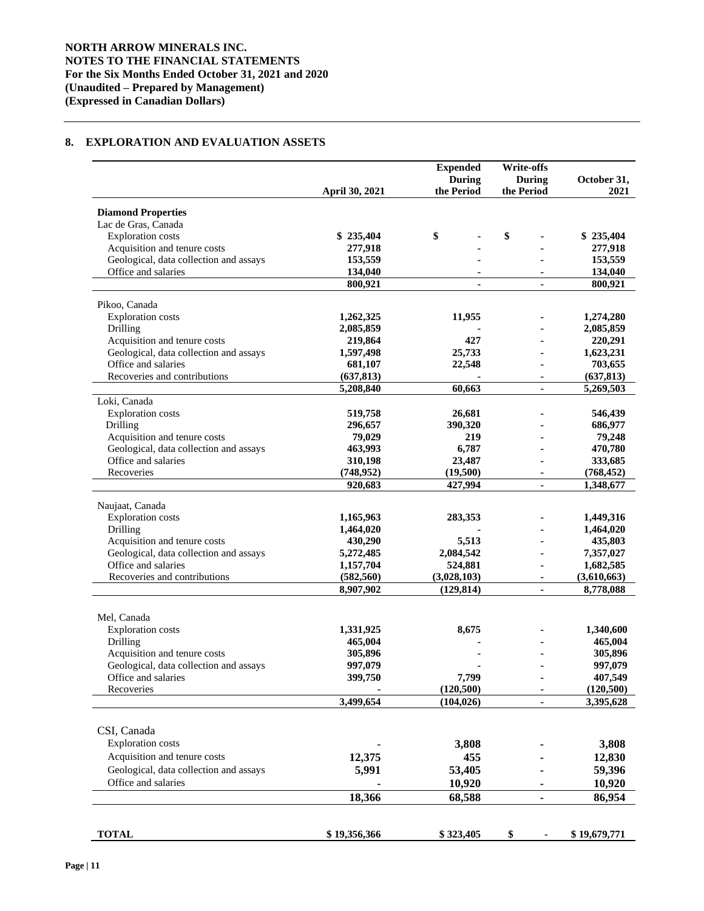**NORTH ARROW MINERALS INC.**
**NOTES TO THE FINANCIAL STATEMENTS**
**For the Six Months Ended October 31, 2021 and 2020**
**(Unaudited – Prepared by Management)**
**(Expressed in Canadian Dollars)**

## 8. EXPLORATION AND EVALUATION ASSETS

| | April 30, 2021 | Expended During the Period | Write-offs During the Period | October 31, 2021 |
|---|---|---|---|---|
| **Diamond Properties** | | | | |
| Lac de Gras, Canada | | | | |
| Exploration costs | $ 235,404 | $ - | $ - | $ 235,404 |
| Acquisition and tenure costs | 277,918 | - | - | 277,918 |
| Geological, data collection and assays | 153,559 | - | - | 153,559 |
| Office and salaries | 134,040 | - | - | 134,040 |
| | 800,921 | - | - | 800,921 |
| Pikoo, Canada | | | | |
| Exploration costs | 1,262,325 | 11,955 | - | 1,274,280 |
| Drilling | 2,085,859 | - | - | 2,085,859 |
| Acquisition and tenure costs | 219,864 | 427 | - | 220,291 |
| Geological, data collection and assays | 1,597,498 | 25,733 | - | 1,623,231 |
| Office and salaries | 681,107 | 22,548 | - | 703,655 |
| Recoveries and contributions | (637,813) | - | - | (637,813) |
| | 5,208,840 | 60,663 | - | 5,269,503 |
| Loki, Canada | | | | |
| Exploration costs | 519,758 | 26,681 | - | 546,439 |
| Drilling | 296,657 | 390,320 | - | 686,977 |
| Acquisition and tenure costs | 79,029 | 219 | - | 79,248 |
| Geological, data collection and assays | 463,993 | 6,787 | - | 470,780 |
| Office and salaries | 310,198 | 23,487 | - | 333,685 |
| Recoveries | (748,952) | (19,500) | - | (768,452) |
| | 920,683 | 427,994 | - | 1,348,677 |
| Naujaat, Canada | | | | |
| Exploration costs | 1,165,963 | 283,353 | - | 1,449,316 |
| Drilling | 1,464,020 | - | - | 1,464,020 |
| Acquisition and tenure costs | 430,290 | 5,513 | - | 435,803 |
| Geological, data collection and assays | 5,272,485 | 2,084,542 | - | 7,357,027 |
| Office and salaries | 1,157,704 | 524,881 | - | 1,682,585 |
| Recoveries and contributions | (582,560) | (3,028,103) | - | (3,610,663) |
| | 8,907,902 | (129,814) | - | 8,778,088 |
| Mel, Canada | | | | |
| Exploration costs | 1,331,925 | 8,675 | - | 1,340,600 |
| Drilling | 465,004 | - | - | 465,004 |
| Acquisition and tenure costs | 305,896 | - | - | 305,896 |
| Geological, data collection and assays | 997,079 | - | - | 997,079 |
| Office and salaries | 399,750 | 7,799 | - | 407,549 |
| Recoveries | - | (120,500) | - | (120,500) |
| | 3,499,654 | (104,026) | - | 3,395,628 |
| CSI, Canada | | | | |
| Exploration costs | - | 3,808 | - | 3,808 |
| Acquisition and tenure costs | 12,375 | 455 | - | 12,830 |
| Geological, data collection and assays | 5,991 | 53,405 | - | 59,396 |
| Office and salaries | - | 10,920 | - | 10,920 |
| | 18,366 | 68,588 | - | 86,954 |
| **TOTAL** | $ 19,356,366 | $ 323,405 | $ - | $ 19,679,771 |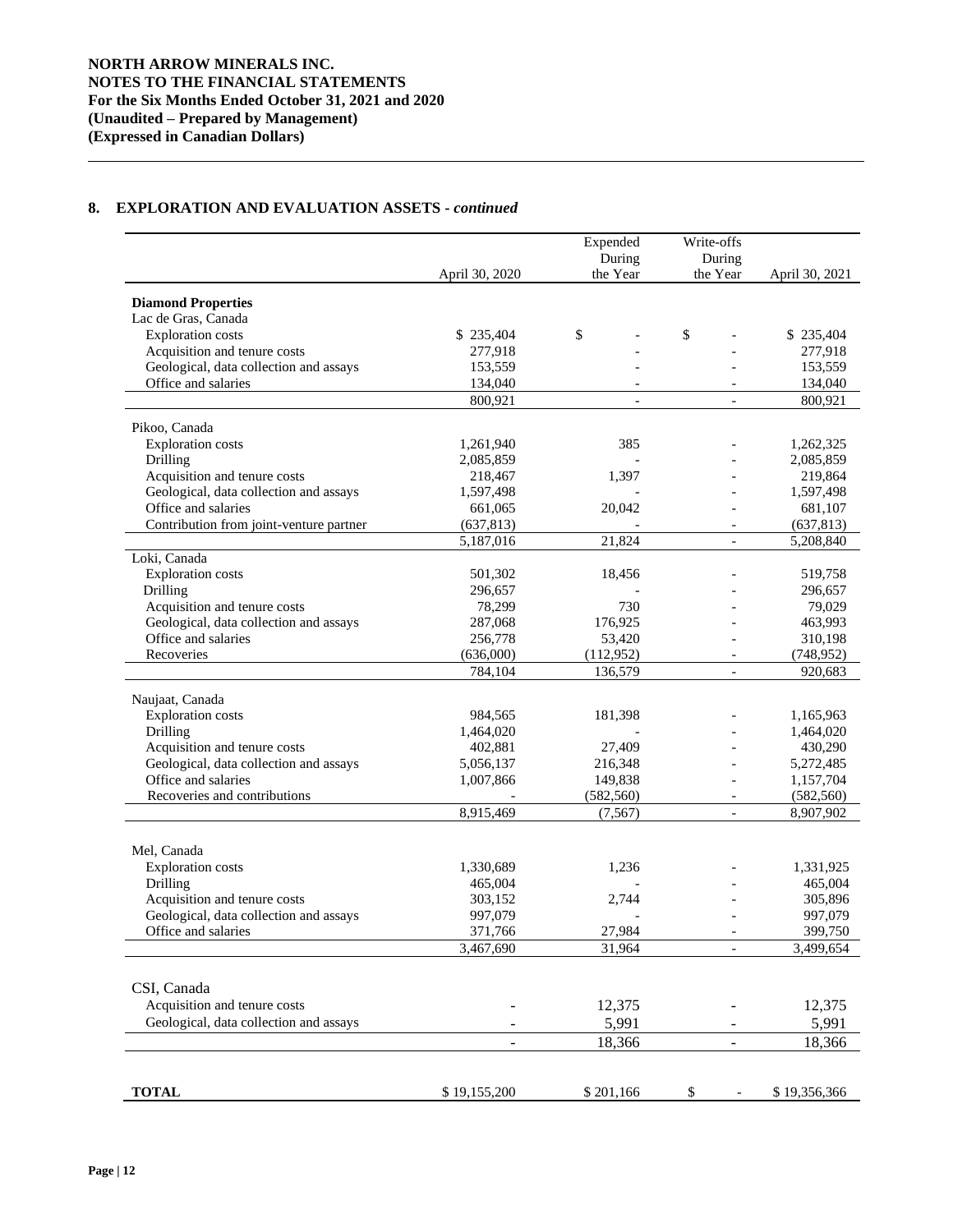**NORTH ARROW MINERALS INC.**
**NOTES TO THE FINANCIAL STATEMENTS**
**For the Six Months Ended October 31, 2021 and 2020**
**(Unaudited – Prepared by Management)**
**(Expressed in Canadian Dollars)**

## 8. EXPLORATION AND EVALUATION ASSETS - *continued*

| | April 30, 2020 | Expended During the Year | Write-offs During the Year | April 30, 2021 |
|---|---|---|---|---|
| **Diamond Properties** | | | | |
| Lac de Gras, Canada | | | | |
| Exploration costs | $ 235,404 | $ - | $ - | $ 235,404 |
| Acquisition and tenure costs | 277,918 | - | - | 277,918 |
| Geological, data collection and assays | 153,559 | - | - | 153,559 |
| Office and salaries | 134,040 | - | - | 134,040 |
| | 800,921 | - | - | 800,921 |
| Pikoo, Canada | | | | |
| Exploration costs | 1,261,940 | 385 | - | 1,262,325 |
| Drilling | 2,085,859 | - | - | 2,085,859 |
| Acquisition and tenure costs | 218,467 | 1,397 | - | 219,864 |
| Geological, data collection and assays | 1,597,498 | - | - | 1,597,498 |
| Office and salaries | 661,065 | 20,042 | - | 681,107 |
| Contribution from joint-venture partner | (637,813) | - | - | (637,813) |
| | 5,187,016 | 21,824 | - | 5,208,840 |
| Loki, Canada | | | | |
| Exploration costs | 501,302 | 18,456 | - | 519,758 |
| Drilling | 296,657 | - | - | 296,657 |
| Acquisition and tenure costs | 78,299 | 730 | - | 79,029 |
| Geological, data collection and assays | 287,068 | 176,925 | - | 463,993 |
| Office and salaries | 256,778 | 53,420 | - | 310,198 |
| Recoveries | (636,000) | (112,952) | - | (748,952) |
| | 784,104 | 136,579 | - | 920,683 |
| Naujaat, Canada | | | | |
| Exploration costs | 984,565 | 181,398 | - | 1,165,963 |
| Drilling | 1,464,020 | - | - | 1,464,020 |
| Acquisition and tenure costs | 402,881 | 27,409 | - | 430,290 |
| Geological, data collection and assays | 5,056,137 | 216,348 | - | 5,272,485 |
| Office and salaries | 1,007,866 | 149,838 | - | 1,157,704 |
| Recoveries and contributions | - | (582,560) | - | (582,560) |
| | 8,915,469 | (7,567) | - | 8,907,902 |
| Mel, Canada | | | | |
| Exploration costs | 1,330,689 | 1,236 | - | 1,331,925 |
| Drilling | 465,004 | - | - | 465,004 |
| Acquisition and tenure costs | 303,152 | 2,744 | - | 305,896 |
| Geological, data collection and assays | 997,079 | - | - | 997,079 |
| Office and salaries | 371,766 | 27,984 | - | 399,750 |
| | 3,467,690 | 31,964 | - | 3,499,654 |
| CSI, Canada | | | | |
| Acquisition and tenure costs | - | 12,375 | - | 12,375 |
| Geological, data collection and assays | - | 5,991 | - | 5,991 |
| | - | 18,366 | - | 18,366 |
| **TOTAL** | $ 19,155,200 | $ 201,166 | $ - | $ 19,356,366 |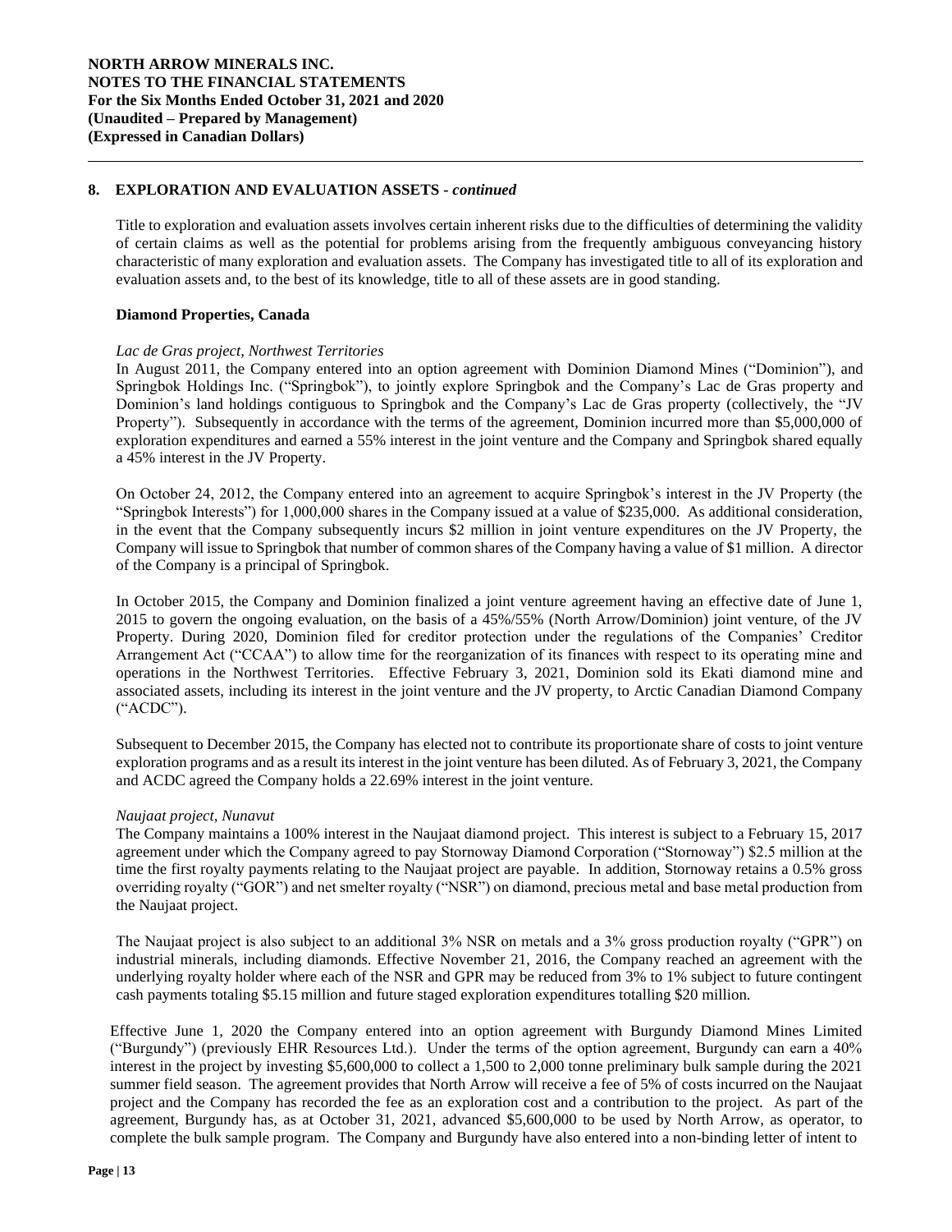## 8. EXPLORATION AND EVALUATION ASSETS - *continued*

Title to exploration and evaluation assets involves certain inherent risks due to the difficulties of determining the validity of certain claims as well as the potential for problems arising from the frequently ambiguous conveyancing history characteristic of many exploration and evaluation assets. The Company has investigated title to all of its exploration and evaluation assets and, to the best of its knowledge, title to all of these assets are in good standing.

### Diamond Properties, Canada

*Lac de Gras project, Northwest Territories*

In August 2011, the Company entered into an option agreement with Dominion Diamond Mines ("Dominion"), and Springbok Holdings Inc. ("Springbok"), to jointly explore Springbok and the Company's Lac de Gras property and Dominion's land holdings contiguous to Springbok and the Company's Lac de Gras property (collectively, the "JV Property"). Subsequently in accordance with the terms of the agreement, Dominion incurred more than $5,000,000 of exploration expenditures and earned a 55% interest in the joint venture and the Company and Springbok shared equally a 45% interest in the JV Property.

On October 24, 2012, the Company entered into an agreement to acquire Springbok's interest in the JV Property (the "Springbok Interests") for 1,000,000 shares in the Company issued at a value of $235,000. As additional consideration, in the event that the Company subsequently incurs $2 million in joint venture expenditures on the JV Property, the Company will issue to Springbok that number of common shares of the Company having a value of $1 million. A director of the Company is a principal of Springbok.

In October 2015, the Company and Dominion finalized a joint venture agreement having an effective date of June 1, 2015 to govern the ongoing evaluation, on the basis of a 45%/55% (North Arrow/Dominion) joint venture, of the JV Property. During 2020, Dominion filed for creditor protection under the regulations of the Companies' Creditor Arrangement Act ("CCAA") to allow time for the reorganization of its finances with respect to its operating mine and operations in the Northwest Territories. Effective February 3, 2021, Dominion sold its Ekati diamond mine and associated assets, including its interest in the joint venture and the JV property, to Arctic Canadian Diamond Company ("ACDC").

Subsequent to December 2015, the Company has elected not to contribute its proportionate share of costs to joint venture exploration programs and as a result its interest in the joint venture has been diluted. As of February 3, 2021, the Company and ACDC agreed the Company holds a 22.69% interest in the joint venture.

*Naujaat project, Nunavut*

The Company maintains a 100% interest in the Naujaat diamond project. This interest is subject to a February 15, 2017 agreement under which the Company agreed to pay Stornoway Diamond Corporation ("Stornoway") $2.5 million at the time the first royalty payments relating to the Naujaat project are payable. In addition, Stornoway retains a 0.5% gross overriding royalty ("GOR") and net smelter royalty ("NSR") on diamond, precious metal and base metal production from the Naujaat project.

The Naujaat project is also subject to an additional 3% NSR on metals and a 3% gross production royalty ("GPR") on industrial minerals, including diamonds. Effective November 21, 2016, the Company reached an agreement with the underlying royalty holder where each of the NSR and GPR may be reduced from 3% to 1% subject to future contingent cash payments totaling $5.15 million and future staged exploration expenditures totalling $20 million.

Effective June 1, 2020 the Company entered into an option agreement with Burgundy Diamond Mines Limited ("Burgundy") (previously EHR Resources Ltd.). Under the terms of the option agreement, Burgundy can earn a 40% interest in the project by investing $5,600,000 to collect a 1,500 to 2,000 tonne preliminary bulk sample during the 2021 summer field season. The agreement provides that North Arrow will receive a fee of 5% of costs incurred on the Naujaat project and the Company has recorded the fee as an exploration cost and a contribution to the project. As part of the agreement, Burgundy has, as at October 31, 2021, advanced $5,600,000 to be used by North Arrow, as operator, to complete the bulk sample program. The Company and Burgundy have also entered into a non-binding letter of intent to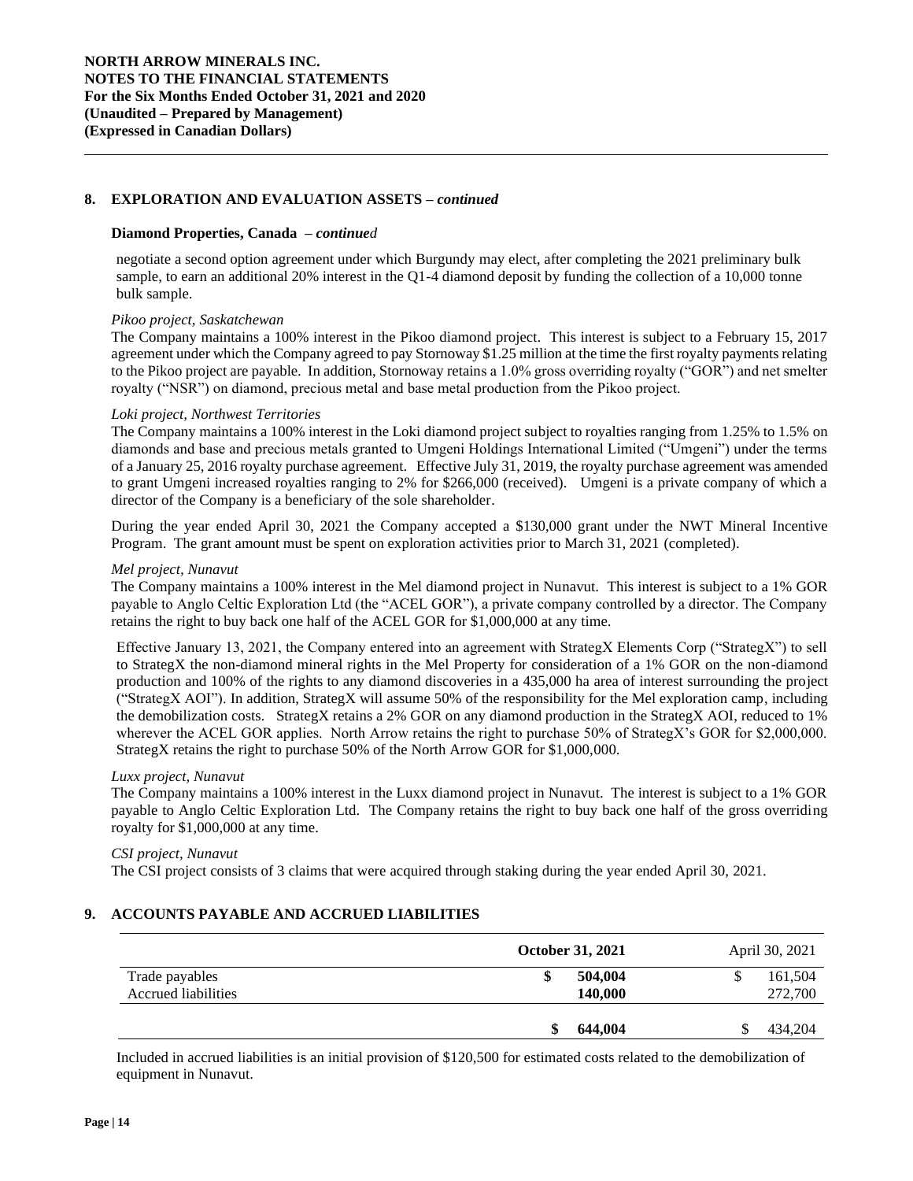## 8. EXPLORATION AND EVALUATION ASSETS – *continued*

### Diamond Properties, Canada – *continued*

negotiate a second option agreement under which Burgundy may elect, after completing the 2021 preliminary bulk sample, to earn an additional 20% interest in the Q1-4 diamond deposit by funding the collection of a 10,000 tonne bulk sample.

*Pikoo project, Saskatchewan*

The Company maintains a 100% interest in the Pikoo diamond project. This interest is subject to a February 15, 2017 agreement under which the Company agreed to pay Stornoway $1.25 million at the time the first royalty payments relating to the Pikoo project are payable. In addition, Stornoway retains a 1.0% gross overriding royalty ("GOR") and net smelter royalty ("NSR") on diamond, precious metal and base metal production from the Pikoo project.

*Loki project, Northwest Territories*

The Company maintains a 100% interest in the Loki diamond project subject to royalties ranging from 1.25% to 1.5% on diamonds and base and precious metals granted to Umgeni Holdings International Limited ("Umgeni") under the terms of a January 25, 2016 royalty purchase agreement. Effective July 31, 2019, the royalty purchase agreement was amended to grant Umgeni increased royalties ranging to 2% for $266,000 (received). Umgeni is a private company of which a director of the Company is a beneficiary of the sole shareholder.

During the year ended April 30, 2021 the Company accepted a $130,000 grant under the NWT Mineral Incentive Program. The grant amount must be spent on exploration activities prior to March 31, 2021 (completed).

*Mel project, Nunavut*

The Company maintains a 100% interest in the Mel diamond project in Nunavut. This interest is subject to a 1% GOR payable to Anglo Celtic Exploration Ltd (the "ACEL GOR"), a private company controlled by a director. The Company retains the right to buy back one half of the ACEL GOR for $1,000,000 at any time.

Effective January 13, 2021, the Company entered into an agreement with StrategX Elements Corp ("StrategX") to sell to StrategX the non-diamond mineral rights in the Mel Property for consideration of a 1% GOR on the non-diamond production and 100% of the rights to any diamond discoveries in a 435,000 ha area of interest surrounding the project ("StrategX AOI"). In addition, StrategX will assume 50% of the responsibility for the Mel exploration camp, including the demobilization costs. StrategX retains a 2% GOR on any diamond production in the StrategX AOI, reduced to 1% wherever the ACEL GOR applies. North Arrow retains the right to purchase 50% of StrategX's GOR for $2,000,000. StrategX retains the right to purchase 50% of the North Arrow GOR for $1,000,000.

*Luxx project, Nunavut*

The Company maintains a 100% interest in the Luxx diamond project in Nunavut. The interest is subject to a 1% GOR payable to Anglo Celtic Exploration Ltd. The Company retains the right to buy back one half of the gross overriding royalty for $1,000,000 at any time.

*CSI project, Nunavut*

The CSI project consists of 3 claims that were acquired through staking during the year ended April 30, 2021.

## 9. ACCOUNTS PAYABLE AND ACCRUED LIABILITIES

| | October 31, 2021 | April 30, 2021 |
|---|---|---|
| Trade payables | $ 504,004 | $ 161,504 |
| Accrued liabilities | 140,000 | 272,700 |
| | $ 644,004 | $ 434,204 |

Included in accrued liabilities is an initial provision of $120,500 for estimated costs related to the demobilization of equipment in Nunavut.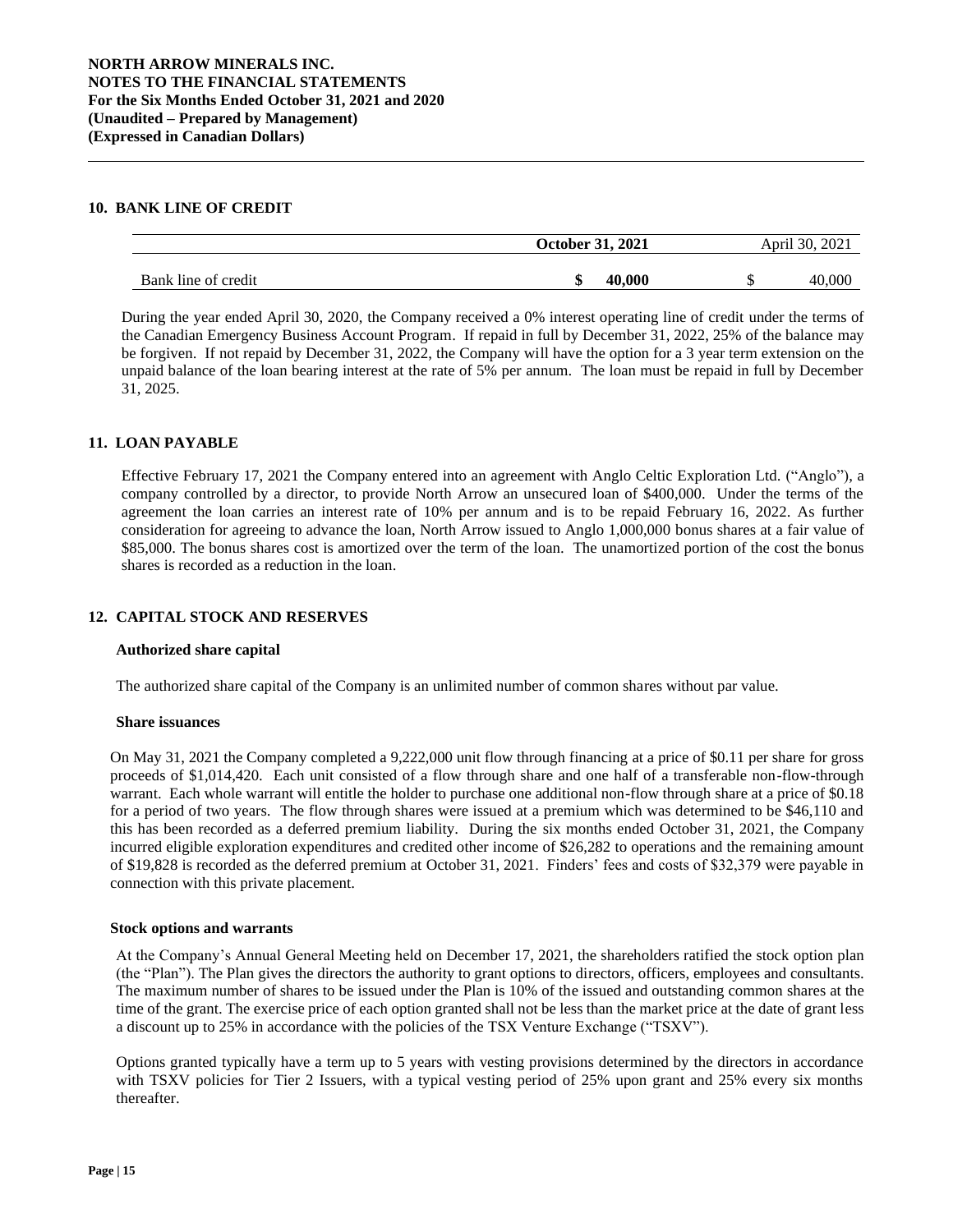## 10. BANK LINE OF CREDIT

| | October 31, 2021 | April 30, 2021 |
|---|---|---|
| Bank line of credit | $ 40,000 | $ 40,000 |

During the year ended April 30, 2020, the Company received a 0% interest operating line of credit under the terms of the Canadian Emergency Business Account Program. If repaid in full by December 31, 2022, 25% of the balance may be forgiven. If not repaid by December 31, 2022, the Company will have the option for a 3 year term extension on the unpaid balance of the loan bearing interest at the rate of 5% per annum. The loan must be repaid in full by December 31, 2025.

## 11. LOAN PAYABLE

Effective February 17, 2021 the Company entered into an agreement with Anglo Celtic Exploration Ltd. ("Anglo"), a company controlled by a director, to provide North Arrow an unsecured loan of $400,000. Under the terms of the agreement the loan carries an interest rate of 10% per annum and is to be repaid February 16, 2022. As further consideration for agreeing to advance the loan, North Arrow issued to Anglo 1,000,000 bonus shares at a fair value of $85,000. The bonus shares cost is amortized over the term of the loan. The unamortized portion of the cost the bonus shares is recorded as a reduction in the loan.

## 12. CAPITAL STOCK AND RESERVES

**Authorized share capital**

The authorized share capital of the Company is an unlimited number of common shares without par value.

**Share issuances**

On May 31, 2021 the Company completed a 9,222,000 unit flow through financing at a price of $0.11 per share for gross proceeds of $1,014,420. Each unit consisted of a flow through share and one half of a transferable non-flow-through warrant. Each whole warrant will entitle the holder to purchase one additional non-flow through share at a price of $0.18 for a period of two years. The flow through shares were issued at a premium which was determined to be $46,110 and this has been recorded as a deferred premium liability. During the six months ended October 31, 2021, the Company incurred eligible exploration expenditures and credited other income of $26,282 to operations and the remaining amount of $19,828 is recorded as the deferred premium at October 31, 2021. Finders' fees and costs of $32,379 were payable in connection with this private placement.

**Stock options and warrants**

At the Company's Annual General Meeting held on December 17, 2021, the shareholders ratified the stock option plan (the "Plan"). The Plan gives the directors the authority to grant options to directors, officers, employees and consultants. The maximum number of shares to be issued under the Plan is 10% of the issued and outstanding common shares at the time of the grant. The exercise price of each option granted shall not be less than the market price at the date of grant less a discount up to 25% in accordance with the policies of the TSX Venture Exchange ("TSXV").

Options granted typically have a term up to 5 years with vesting provisions determined by the directors in accordance with TSXV policies for Tier 2 Issuers, with a typical vesting period of 25% upon grant and 25% every six months thereafter.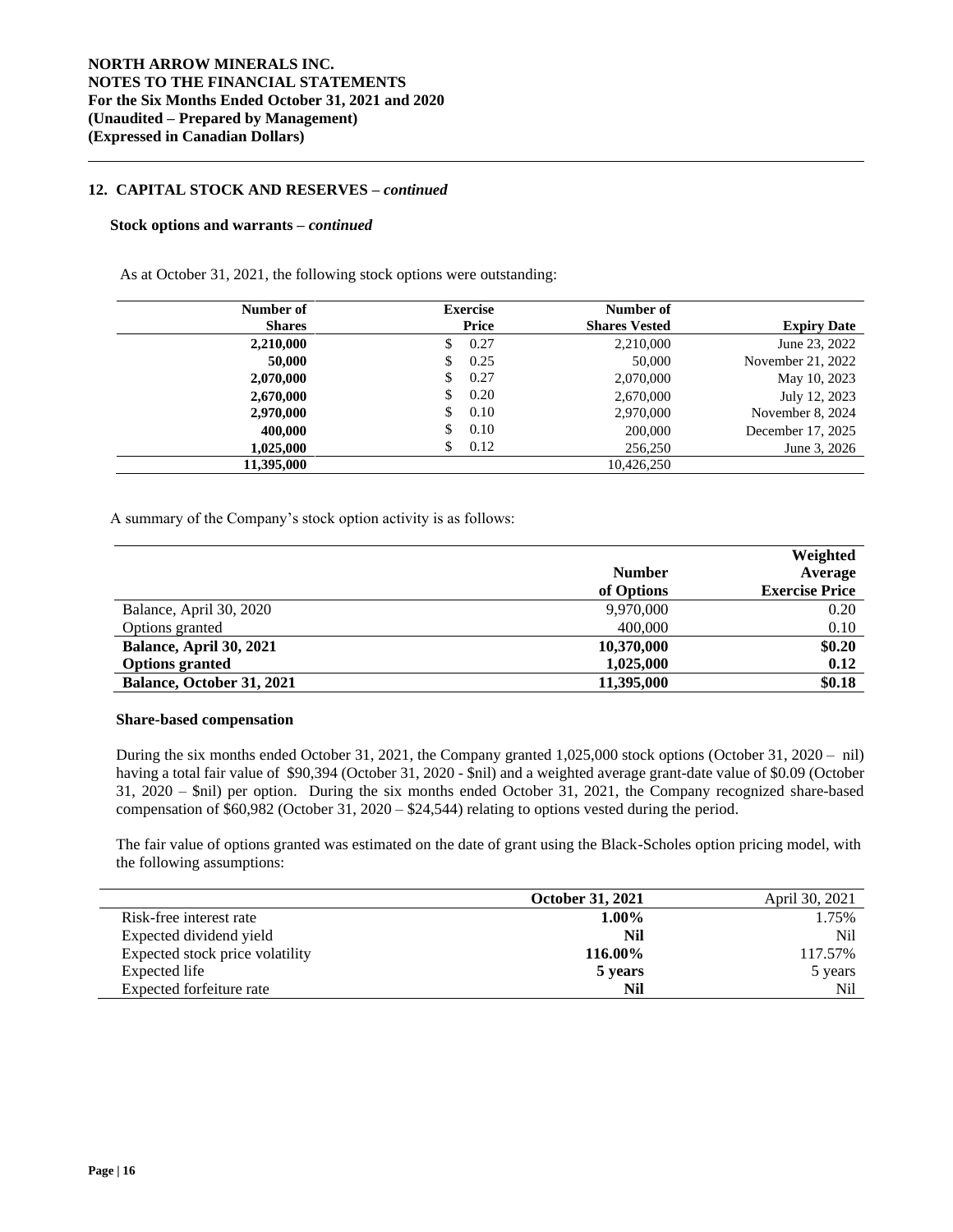NORTH ARROW MINERALS INC.
NOTES TO THE FINANCIAL STATEMENTS
For the Six Months Ended October 31, 2021 and 2020
(Unaudited – Prepared by Management)
(Expressed in Canadian Dollars)

## 12. CAPITAL STOCK AND RESERVES – *continued*

### Stock options and warrants – *continued*

As at October 31, 2021, the following stock options were outstanding:

| Number of Shares | Exercise Price | Number of Shares Vested | Expiry Date |
|---:|---:|---:|---:|
| **2,210,000** | $ 0.27 | 2,210,000 | June 23, 2022 |
| **50,000** | $ 0.25 | 50,000 | November 21, 2022 |
| **2,070,000** | $ 0.27 | 2,070,000 | May 10, 2023 |
| **2,670,000** | $ 0.20 | 2,670,000 | July 12, 2023 |
| **2,970,000** | $ 0.10 | 2,970,000 | November 8, 2024 |
| **400,000** | $ 0.10 | 200,000 | December 17, 2025 |
| **1,025,000** | $ 0.12 | 256,250 | June 3, 2026 |
| **11,395,000** | | 10,426,250 | |

A summary of the Company's stock option activity is as follows:

| | Number of Options | Weighted Average Exercise Price |
|---|---:|---:|
| Balance, April 30, 2020 | 9,970,000 | 0.20 |
| Options granted | 400,000 | 0.10 |
| **Balance, April 30, 2021** | **10,370,000** | **$0.20** |
| **Options granted** | **1,025,000** | **0.12** |
| **Balance, October 31, 2021** | **11,395,000** | **$0.18** |

### Share-based compensation

During the six months ended October 31, 2021, the Company granted 1,025,000 stock options (October 31, 2020 – nil) having a total fair value of $90,394 (October 31, 2020 - $nil) and a weighted average grant-date value of $0.09 (October 31, 2020 – $nil) per option. During the six months ended October 31, 2021, the Company recognized share-based compensation of $60,982 (October 31, 2020 – $24,544) relating to options vested during the period.

The fair value of options granted was estimated on the date of grant using the Black-Scholes option pricing model, with the following assumptions:

| | October 31, 2021 | April 30, 2021 |
|---|---:|---:|
| Risk-free interest rate | **1.00%** | 1.75% |
| Expected dividend yield | **Nil** | Nil |
| Expected stock price volatility | **116.00%** | 117.57% |
| Expected life | **5 years** | 5 years |
| Expected forfeiture rate | **Nil** | Nil |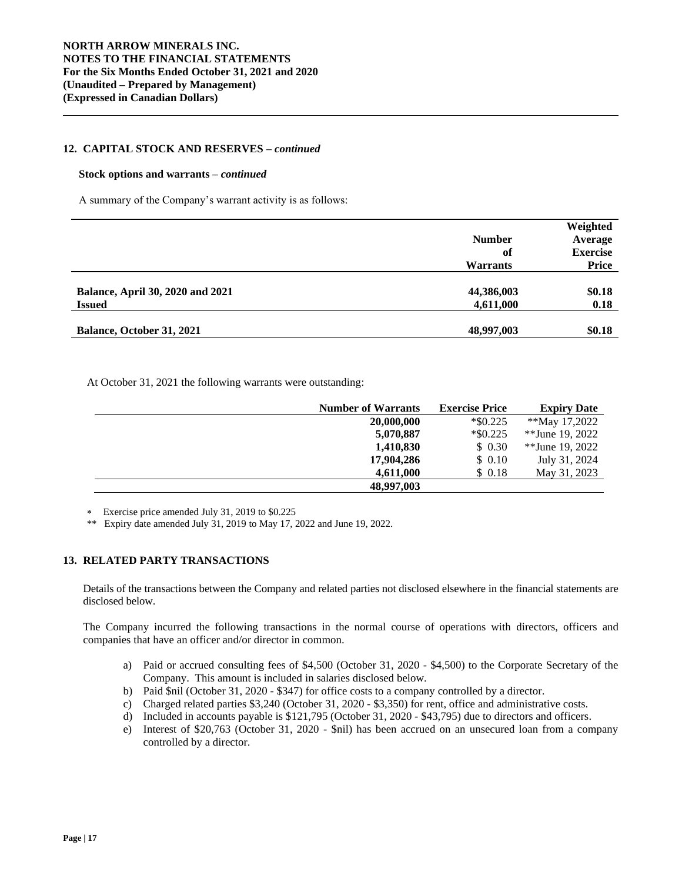**NORTH ARROW MINERALS INC.**
**NOTES TO THE FINANCIAL STATEMENTS**
**For the Six Months Ended October 31, 2021 and 2020**
**(Unaudited – Prepared by Management)**
**(Expressed in Canadian Dollars)**

## 12. CAPITAL STOCK AND RESERVES – *continued*

**Stock options and warrants –** ***continued***

A summary of the Company's warrant activity is as follows:

| | Number of Warrants | Weighted Average Exercise Price |
|---|---|---|
| **Balance, April 30, 2020 and 2021** | **44,386,003** | **$0.18** |
| **Issued** | **4,611,000** | **0.18** |
| **Balance, October 31, 2021** | **48,997,003** | **$0.18** |

At October 31, 2021 the following warrants were outstanding:

| Number of Warrants | Exercise Price | Expiry Date |
|---|---|---|
| **20,000,000** | *$0.225 | **May 17,2022 |
| **5,070,887** | *$0.225 | **June 19, 2022 |
| **1,410,830** | $ 0.30 | **June 19, 2022 |
| **17,904,286** | $ 0.10 | July 31, 2024 |
| **4,611,000** | $ 0.18 | May 31, 2023 |
| **48,997,003** | | |

\* Exercise price amended July 31, 2019 to $0.225

\*\* Expiry date amended July 31, 2019 to May 17, 2022 and June 19, 2022.

## 13. RELATED PARTY TRANSACTIONS

Details of the transactions between the Company and related parties not disclosed elsewhere in the financial statements are disclosed below.

The Company incurred the following transactions in the normal course of operations with directors, officers and companies that have an officer and/or director in common.

a) Paid or accrued consulting fees of $4,500 (October 31, 2020 - $4,500) to the Corporate Secretary of the Company. This amount is included in salaries disclosed below.
b) Paid $nil (October 31, 2020 - $347) for office costs to a company controlled by a director.
c) Charged related parties $3,240 (October 31, 2020 - $3,350) for rent, office and administrative costs.
d) Included in accounts payable is $121,795 (October 31, 2020 - $43,795) due to directors and officers.
e) Interest of $20,763 (October 31, 2020 - $nil) has been accrued on an unsecured loan from a company controlled by a director.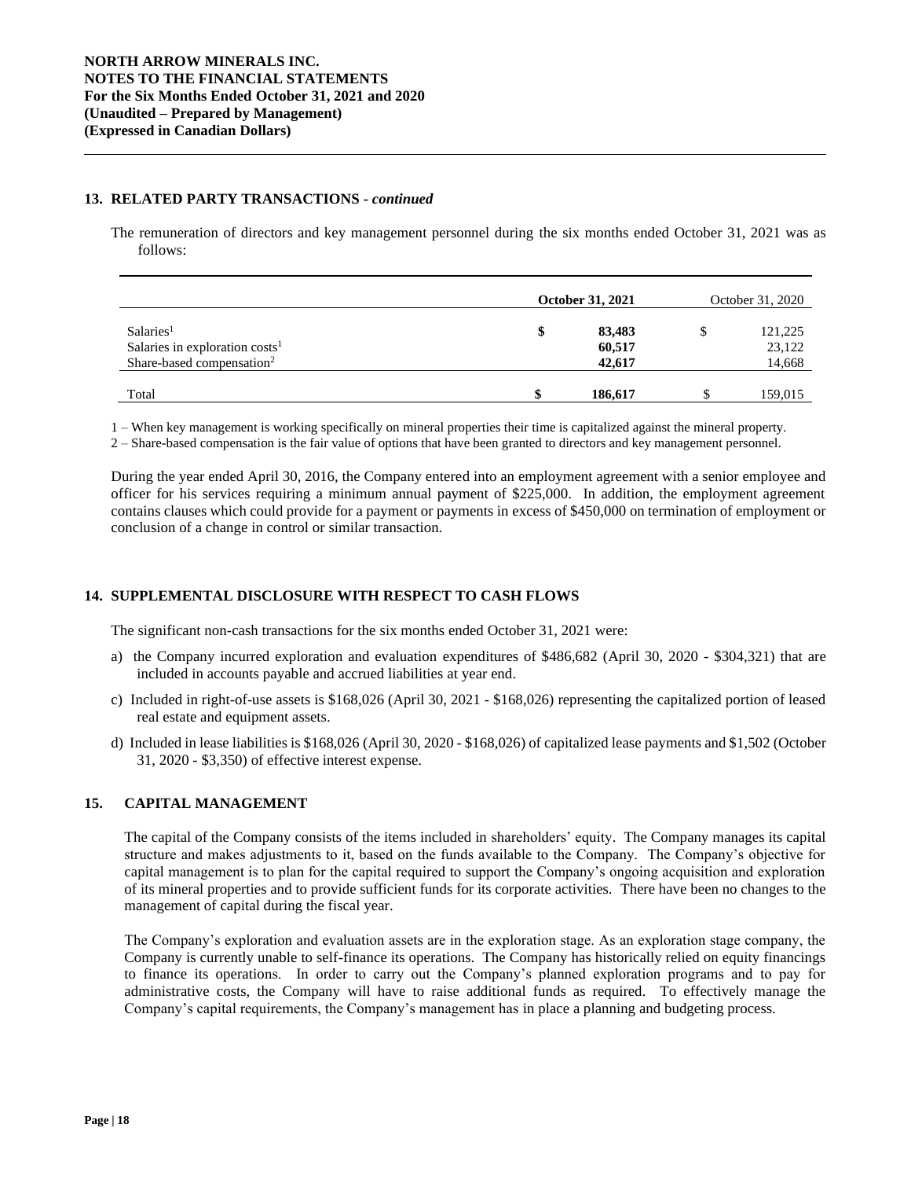## 13. RELATED PARTY TRANSACTIONS - *continued*

The remuneration of directors and key management personnel during the six months ended October 31, 2021 was as follows:

| | | **October 31, 2021** | | October 31, 2020 |
|---|---|---|---|---|
| Salaries[1] | **$** | **83,483** | $ | 121,225 |
| Salaries in exploration costs[1] | | **60,517** | | 23,122 |
| Share-based compensation[2] | | **42,617** | | 14,668 |
| Total | **$** | **186,617** | $ | 159,015 |

1 – When key management is working specifically on mineral properties their time is capitalized against the mineral property.

2 – Share-based compensation is the fair value of options that have been granted to directors and key management personnel.

During the year ended April 30, 2016, the Company entered into an employment agreement with a senior employee and officer for his services requiring a minimum annual payment of $225,000. In addition, the employment agreement contains clauses which could provide for a payment or payments in excess of $450,000 on termination of employment or conclusion of a change in control or similar transaction.

## 14. SUPPLEMENTAL DISCLOSURE WITH RESPECT TO CASH FLOWS

The significant non-cash transactions for the six months ended October 31, 2021 were:

a) the Company incurred exploration and evaluation expenditures of $486,682 (April 30, 2020 - $304,321) that are included in accounts payable and accrued liabilities at year end.

c) Included in right-of-use assets is $168,026 (April 30, 2021 - $168,026) representing the capitalized portion of leased real estate and equipment assets.

d) Included in lease liabilities is $168,026 (April 30, 2020 - $168,026) of capitalized lease payments and $1,502 (October 31, 2020 - $3,350) of effective interest expense.

## 15. CAPITAL MANAGEMENT

The capital of the Company consists of the items included in shareholders' equity. The Company manages its capital structure and makes adjustments to it, based on the funds available to the Company. The Company's objective for capital management is to plan for the capital required to support the Company's ongoing acquisition and exploration of its mineral properties and to provide sufficient funds for its corporate activities. There have been no changes to the management of capital during the fiscal year.

The Company's exploration and evaluation assets are in the exploration stage. As an exploration stage company, the Company is currently unable to self-finance its operations. The Company has historically relied on equity financings to finance its operations. In order to carry out the Company's planned exploration programs and to pay for administrative costs, the Company will have to raise additional funds as required. To effectively manage the Company's capital requirements, the Company's management has in place a planning and budgeting process.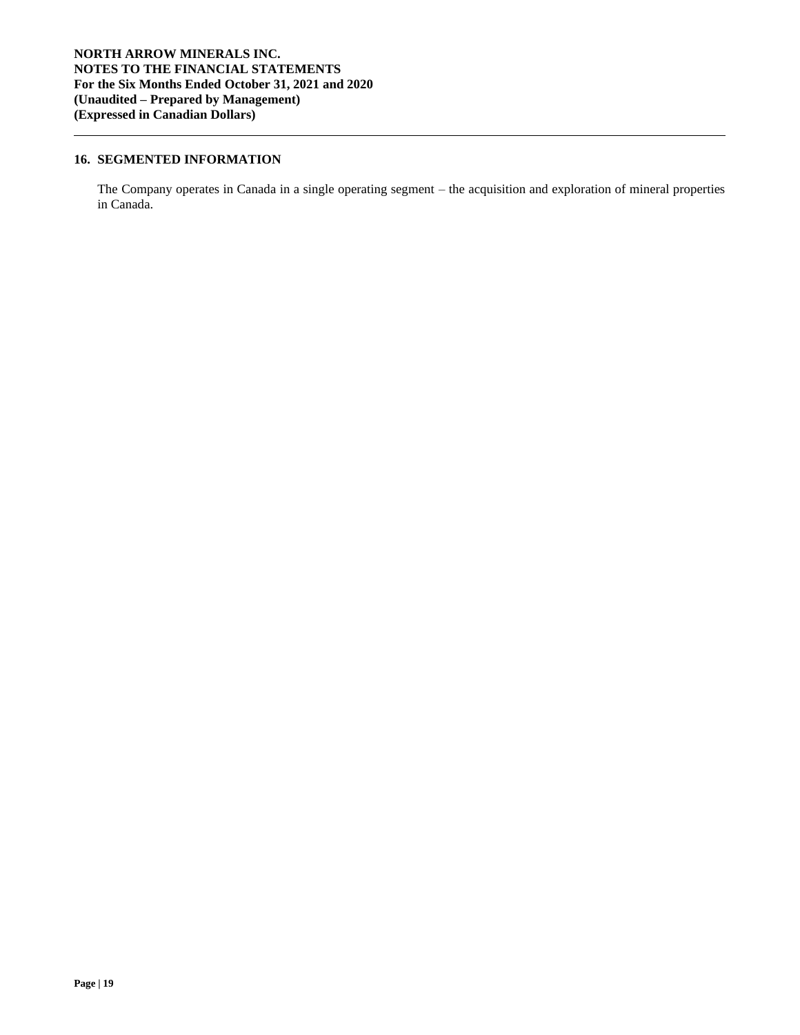## 16. SEGMENTED INFORMATION

The Company operates in Canada in a single operating segment – the acquisition and exploration of mineral properties in Canada.